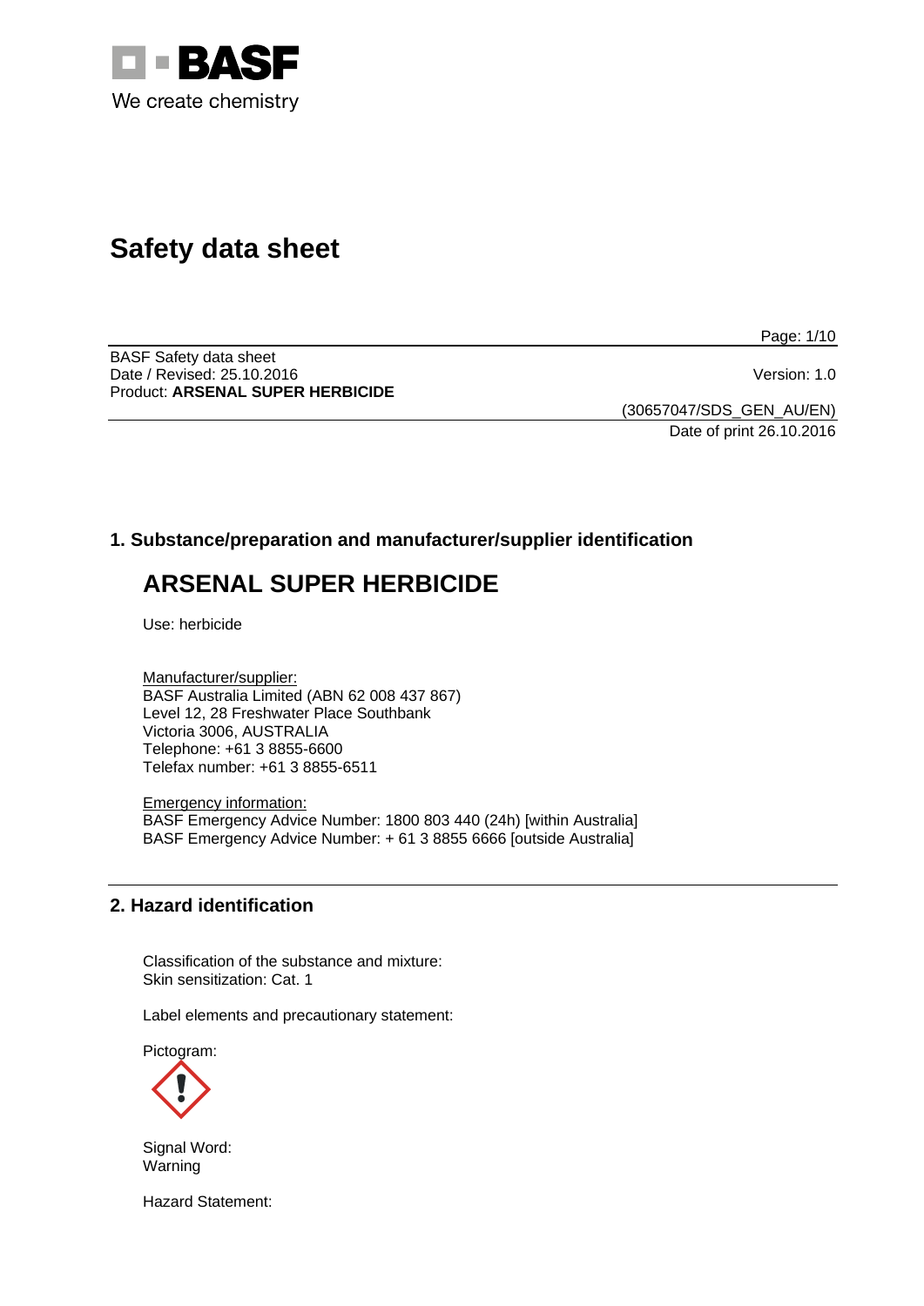# Safety data sheet

BASF Safety data sheet
Date / Revised: 25.10.2016
Product: **ARSENAL SUPER HERBICIDE**

Version: 1.0

(30657047/SDS_GEN_AU/EN)
Date of print 26.10.2016

## 1. Substance/preparation and manufacturer/supplier identification

# ARSENAL SUPER HERBICIDE

Use: herbicide

Manufacturer/supplier:
BASF Australia Limited (ABN 62 008 437 867)
Level 12, 28 Freshwater Place Southbank
Victoria 3006, AUSTRALIA
Telephone: +61 3 8855-6600
Telefax number: +61 3 8855-6511

Emergency information:
BASF Emergency Advice Number: 1800 803 440 (24h) [within Australia]
BASF Emergency Advice Number: + 61 3 8855 6666 [outside Australia]

## 2. Hazard identification

Classification of the substance and mixture:
Skin sensitization: Cat. 1

Label elements and precautionary statement:

Pictogram:

Signal Word:
Warning

Hazard Statement: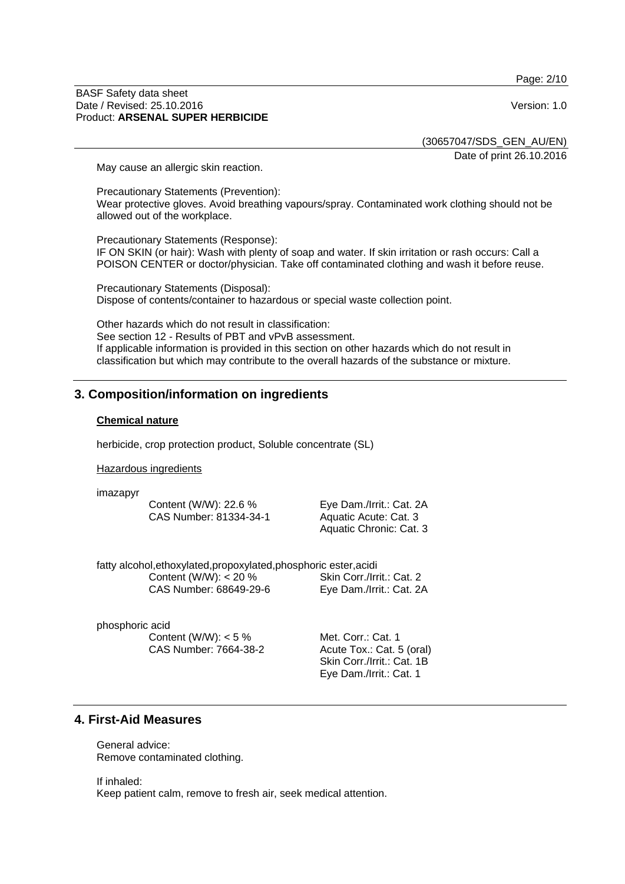May cause an allergic skin reaction.

Precautionary Statements (Prevention):
Wear protective gloves. Avoid breathing vapours/spray. Contaminated work clothing should not be allowed out of the workplace.

Precautionary Statements (Response):
IF ON SKIN (or hair): Wash with plenty of soap and water. If skin irritation or rash occurs: Call a POISON CENTER or doctor/physician. Take off contaminated clothing and wash it before reuse.

Precautionary Statements (Disposal):
Dispose of contents/container to hazardous or special waste collection point.

Other hazards which do not result in classification:
See section 12 - Results of PBT and vPvB assessment.
If applicable information is provided in this section on other hazards which do not result in classification but which may contribute to the overall hazards of the substance or mixture.

## 3. Composition/information on ingredients

### Chemical nature

herbicide, crop protection product, Soluble concentrate (SL)

Hazardous ingredients

imazapyr

Content (W/W): 22.6 %
CAS Number: 81334-34-1

Eye Dam./Irrit.: Cat. 2A
Aquatic Acute: Cat. 3
Aquatic Chronic: Cat. 3

fatty alcohol,ethoxylated,propoxylated,phosphoric ester,acidi

Content (W/W): < 20 %
CAS Number: 68649-29-6

Skin Corr./Irrit.: Cat. 2
Eye Dam./Irrit.: Cat. 2A

phosphoric acid

Content (W/W): < 5 %
CAS Number: 7664-38-2

Met. Corr.: Cat. 1
Acute Tox.: Cat. 5 (oral)
Skin Corr./Irrit.: Cat. 1B
Eye Dam./Irrit.: Cat. 1

## 4. First-Aid Measures

General advice:
Remove contaminated clothing.

If inhaled:
Keep patient calm, remove to fresh air, seek medical attention.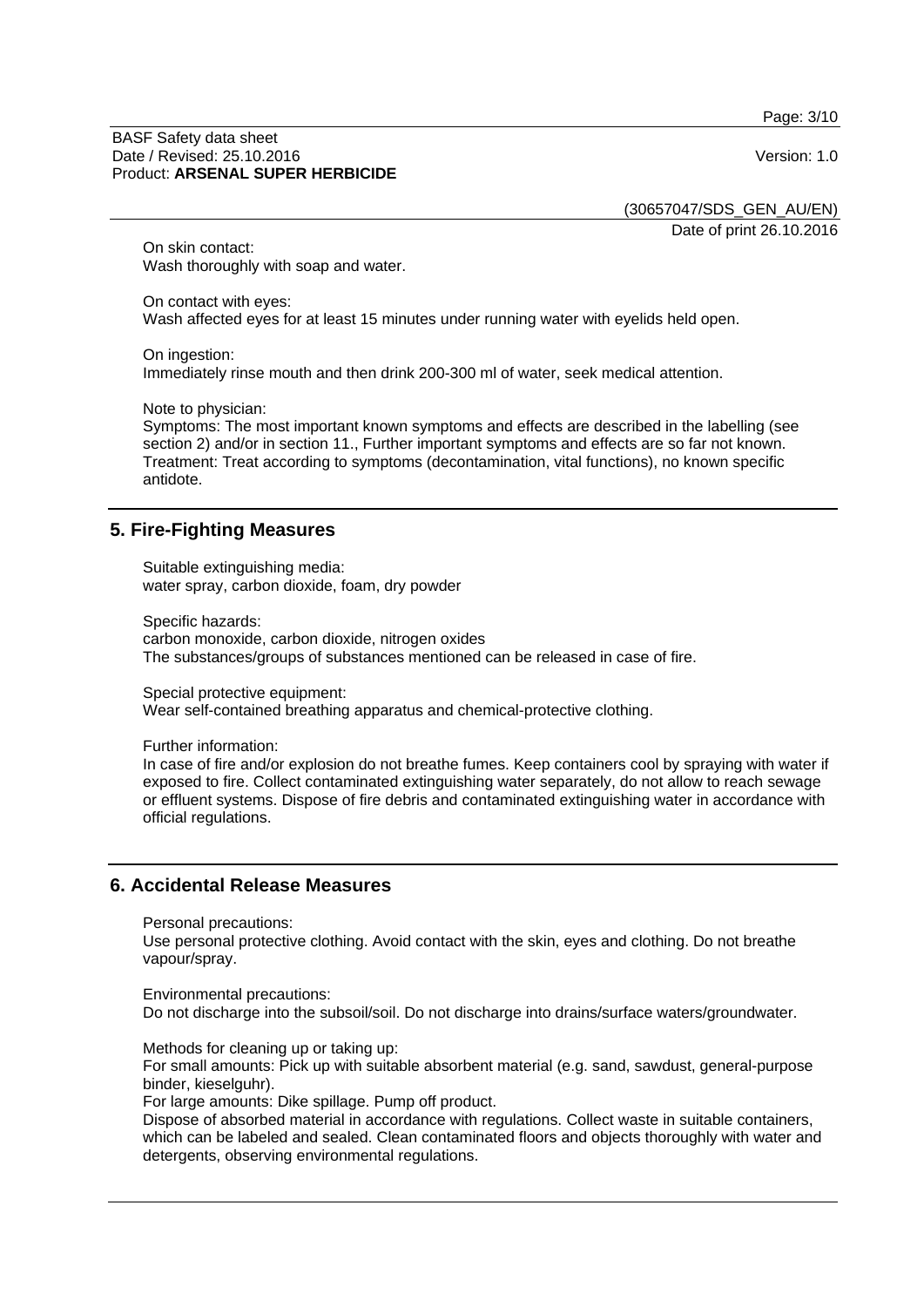On skin contact:
Wash thoroughly with soap and water.

On contact with eyes:
Wash affected eyes for at least 15 minutes under running water with eyelids held open.

On ingestion:
Immediately rinse mouth and then drink 200-300 ml of water, seek medical attention.

Note to physician:
Symptoms: The most important known symptoms and effects are described in the labelling (see section 2) and/or in section 11., Further important symptoms and effects are so far not known.
Treatment: Treat according to symptoms (decontamination, vital functions), no known specific antidote.

## 5. Fire-Fighting Measures

Suitable extinguishing media:
water spray, carbon dioxide, foam, dry powder

Specific hazards:
carbon monoxide, carbon dioxide, nitrogen oxides
The substances/groups of substances mentioned can be released in case of fire.

Special protective equipment:
Wear self-contained breathing apparatus and chemical-protective clothing.

Further information:
In case of fire and/or explosion do not breathe fumes. Keep containers cool by spraying with water if exposed to fire. Collect contaminated extinguishing water separately, do not allow to reach sewage or effluent systems. Dispose of fire debris and contaminated extinguishing water in accordance with official regulations.

## 6. Accidental Release Measures

Personal precautions:
Use personal protective clothing. Avoid contact with the skin, eyes and clothing. Do not breathe vapour/spray.

Environmental precautions:
Do not discharge into the subsoil/soil. Do not discharge into drains/surface waters/groundwater.

Methods for cleaning up or taking up:
For small amounts: Pick up with suitable absorbent material (e.g. sand, sawdust, general-purpose binder, kieselguhr).
For large amounts: Dike spillage. Pump off product.
Dispose of absorbed material in accordance with regulations. Collect waste in suitable containers, which can be labeled and sealed. Clean contaminated floors and objects thoroughly with water and detergents, observing environmental regulations.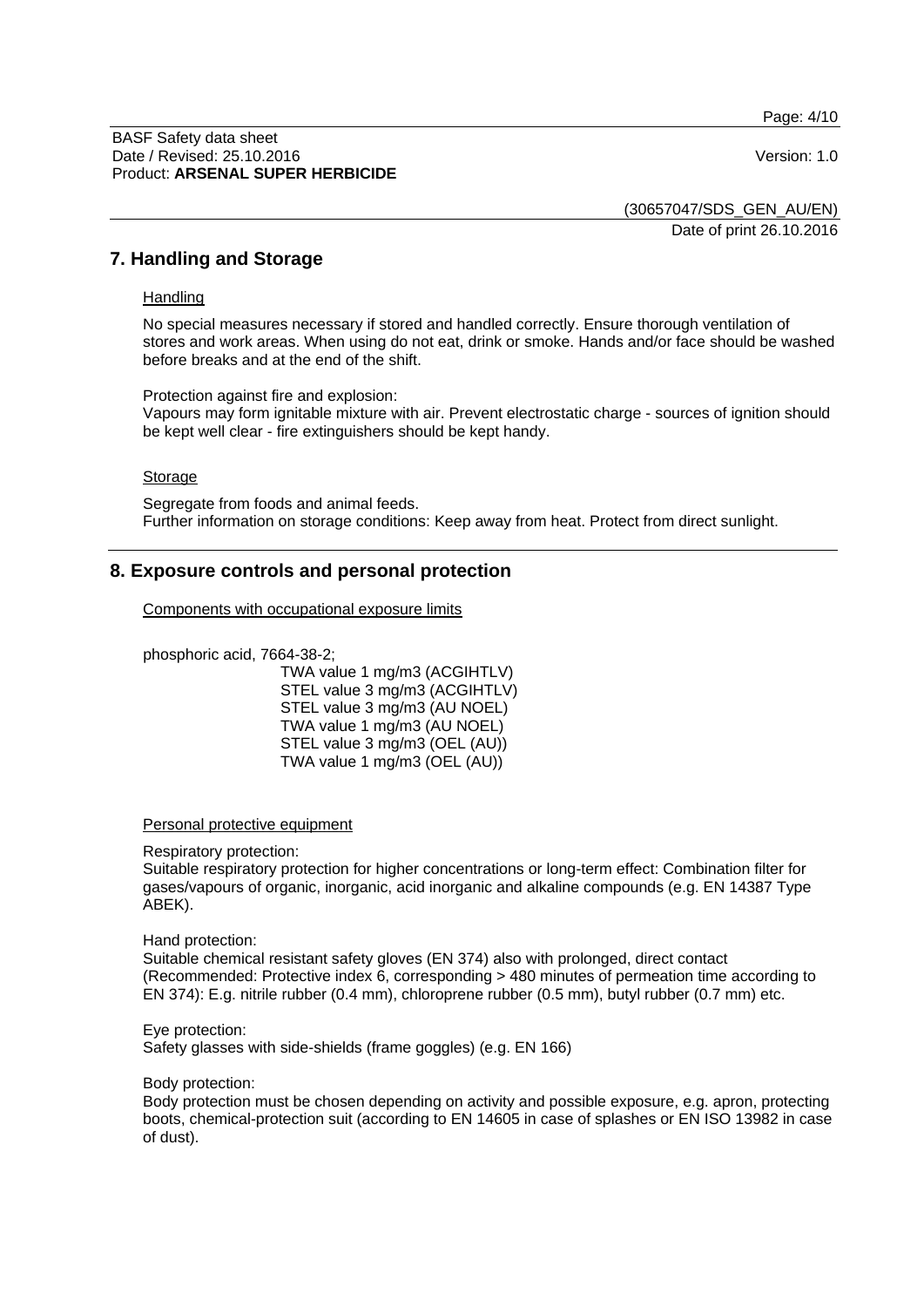## 7. Handling and Storage

Handling

No special measures necessary if stored and handled correctly. Ensure thorough ventilation of stores and work areas. When using do not eat, drink or smoke. Hands and/or face should be washed before breaks and at the end of the shift.

Protection against fire and explosion:
Vapours may form ignitable mixture with air. Prevent electrostatic charge - sources of ignition should be kept well clear - fire extinguishers should be kept handy.

Storage

Segregate from foods and animal feeds.
Further information on storage conditions: Keep away from heat. Protect from direct sunlight.

## 8. Exposure controls and personal protection

Components with occupational exposure limits

phosphoric acid, 7664-38-2;

TWA value 1 mg/m3 (ACGIHTLV)
STEL value 3 mg/m3 (ACGIHTLV)
STEL value 3 mg/m3 (AU NOEL)
TWA value 1 mg/m3 (AU NOEL)
STEL value 3 mg/m3 (OEL (AU))
TWA value 1 mg/m3 (OEL (AU))

Personal protective equipment

Respiratory protection:
Suitable respiratory protection for higher concentrations or long-term effect: Combination filter for gases/vapours of organic, inorganic, acid inorganic and alkaline compounds (e.g. EN 14387 Type ABEK).

Hand protection:
Suitable chemical resistant safety gloves (EN 374) also with prolonged, direct contact (Recommended: Protective index 6, corresponding > 480 minutes of permeation time according to EN 374): E.g. nitrile rubber (0.4 mm), chloroprene rubber (0.5 mm), butyl rubber (0.7 mm) etc.

Eye protection:
Safety glasses with side-shields (frame goggles) (e.g. EN 166)

Body protection:
Body protection must be chosen depending on activity and possible exposure, e.g. apron, protecting boots, chemical-protection suit (according to EN 14605 in case of splashes or EN ISO 13982 in case of dust).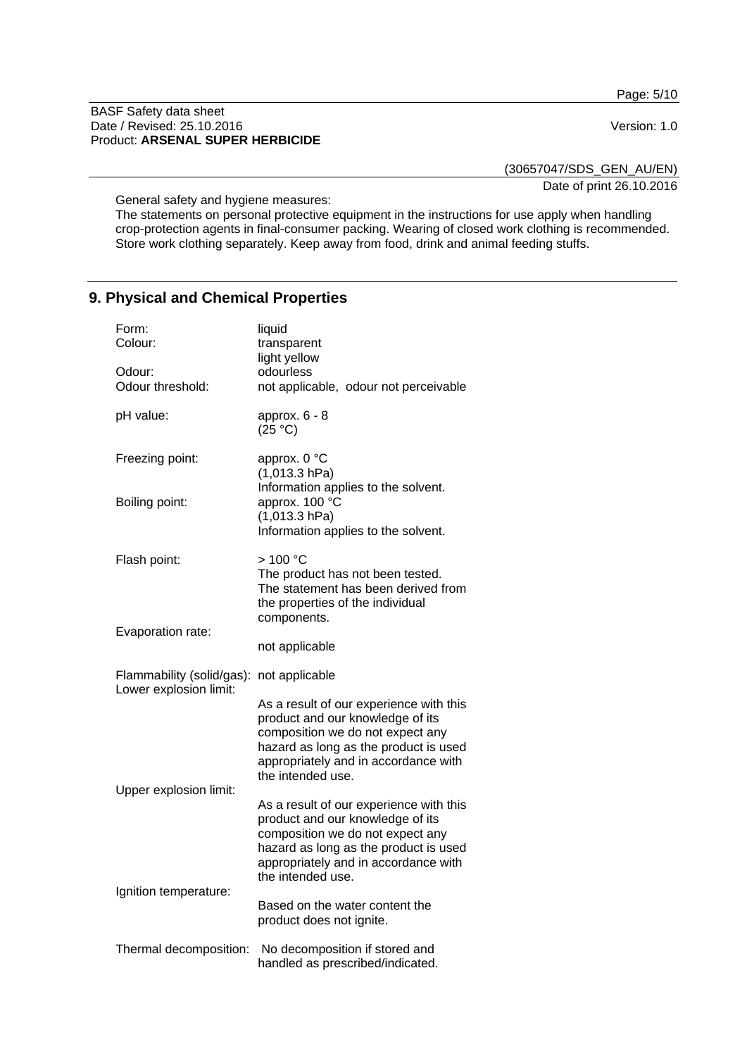General safety and hygiene measures:
The statements on personal protective equipment in the instructions for use apply when handling crop-protection agents in final-consumer packing. Wearing of closed work clothing is recommended. Store work clothing separately. Keep away from food, drink and animal feeding stuffs.

## 9. Physical and Chemical Properties

| | |
|---|---|
| Form: | liquid |
| Colour: | transparent<br>light yellow |
| Odour: | odourless |
| Odour threshold: | not applicable, odour not perceivable |
| pH value: | approx. 6 - 8<br>(25 °C) |
| Freezing point: | approx. 0 °C<br>(1,013.3 hPa)<br>Information applies to the solvent. |
| Boiling point: | approx. 100 °C<br>(1,013.3 hPa)<br>Information applies to the solvent. |
| Flash point: | > 100 °C<br>The product has not been tested. The statement has been derived from the properties of the individual components. |
| Evaporation rate: | not applicable |
| Flammability (solid/gas): | not applicable |
| Lower explosion limit: | As a result of our experience with this product and our knowledge of its composition we do not expect any hazard as long as the product is used appropriately and in accordance with the intended use. |
| Upper explosion limit: | As a result of our experience with this product and our knowledge of its composition we do not expect any hazard as long as the product is used appropriately and in accordance with the intended use. |
| Ignition temperature: | Based on the water content the product does not ignite. |
| Thermal decomposition: | No decomposition if stored and handled as prescribed/indicated. |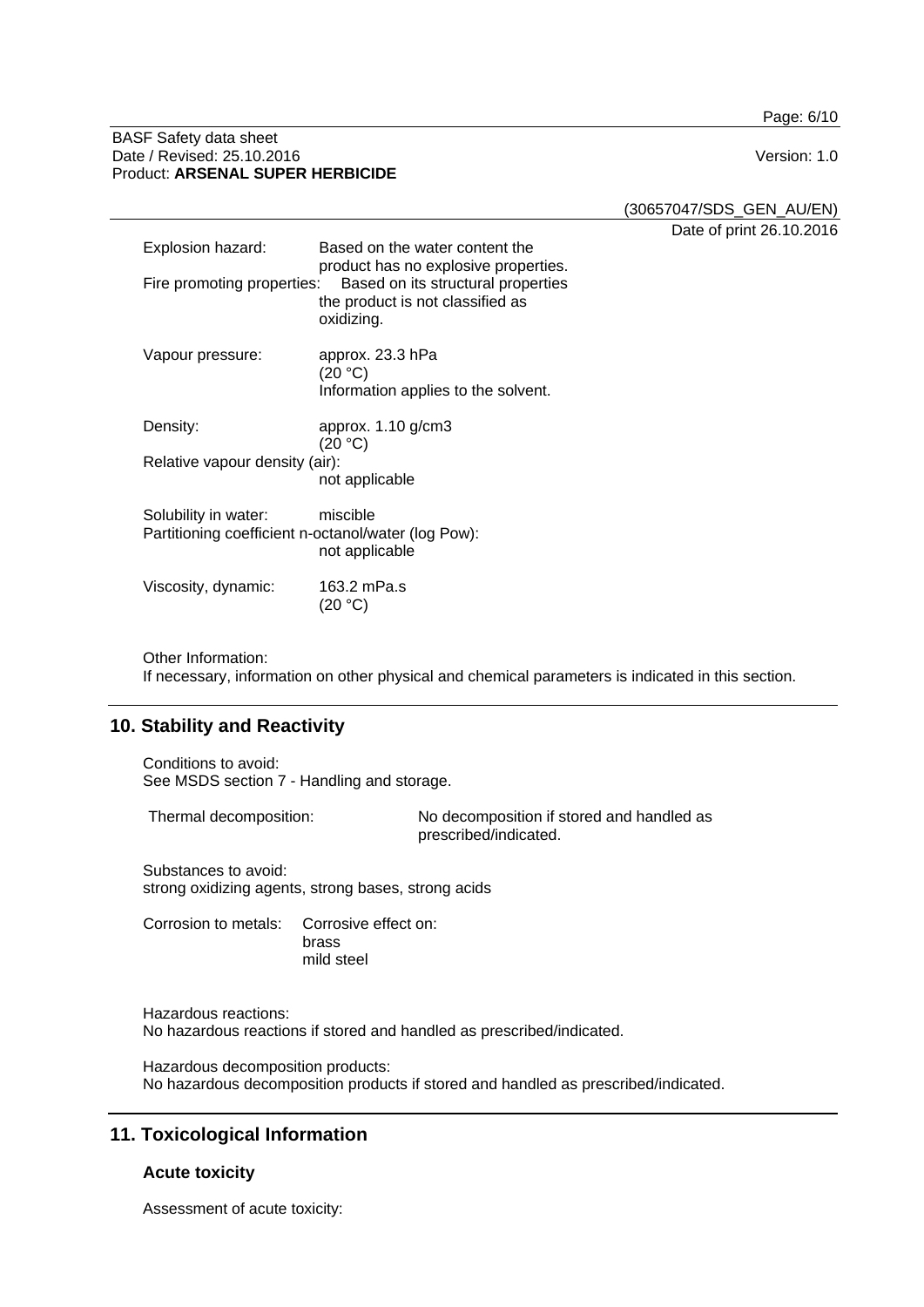Explosion hazard: Based on the water content the product has no explosive properties.

Fire promoting properties: Based on its structural properties the product is not classified as oxidizing.

Vapour pressure: approx. 23.3 hPa (20 °C)
Information applies to the solvent.

Density: approx. 1.10 g/cm3 (20 °C)

Relative vapour density (air): not applicable

Solubility in water: miscible

Partitioning coefficient n-octanol/water (log Pow): not applicable

Viscosity, dynamic: 163.2 mPa.s (20 °C)

Other Information:
If necessary, information on other physical and chemical parameters is indicated in this section.

## 10. Stability and Reactivity

Conditions to avoid:
See MSDS section 7 - Handling and storage.

Thermal decomposition: No decomposition if stored and handled as prescribed/indicated.

Substances to avoid:
strong oxidizing agents, strong bases, strong acids

Corrosion to metals: Corrosive effect on:
brass
mild steel

Hazardous reactions:
No hazardous reactions if stored and handled as prescribed/indicated.

Hazardous decomposition products:
No hazardous decomposition products if stored and handled as prescribed/indicated.

## 11. Toxicological Information

### Acute toxicity

Assessment of acute toxicity: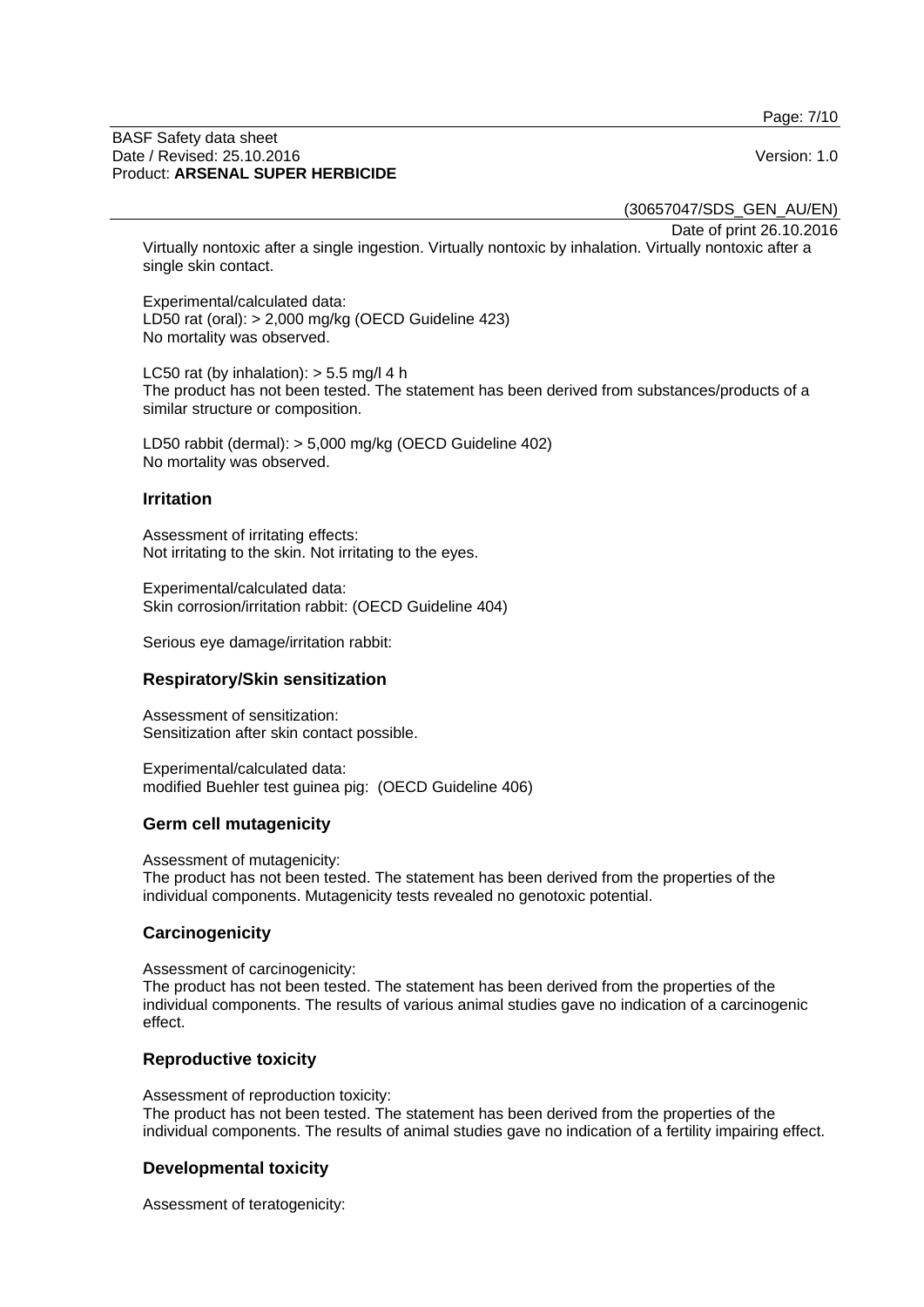Virtually nontoxic after a single ingestion. Virtually nontoxic by inhalation. Virtually nontoxic after a single skin contact.

Experimental/calculated data:
LD50 rat (oral): > 2,000 mg/kg (OECD Guideline 423)
No mortality was observed.

LC50 rat (by inhalation): > 5.5 mg/l 4 h
The product has not been tested. The statement has been derived from substances/products of a similar structure or composition.

LD50 rabbit (dermal): > 5,000 mg/kg (OECD Guideline 402)
No mortality was observed.

### Irritation

Assessment of irritating effects:
Not irritating to the skin. Not irritating to the eyes.

Experimental/calculated data:
Skin corrosion/irritation rabbit: (OECD Guideline 404)

Serious eye damage/irritation rabbit:

### Respiratory/Skin sensitization

Assessment of sensitization:
Sensitization after skin contact possible.

Experimental/calculated data:
modified Buehler test guinea pig: (OECD Guideline 406)

### Germ cell mutagenicity

Assessment of mutagenicity:
The product has not been tested. The statement has been derived from the properties of the individual components. Mutagenicity tests revealed no genotoxic potential.

### Carcinogenicity

Assessment of carcinogenicity:
The product has not been tested. The statement has been derived from the properties of the individual components. The results of various animal studies gave no indication of a carcinogenic effect.

### Reproductive toxicity

Assessment of reproduction toxicity:
The product has not been tested. The statement has been derived from the properties of the individual components. The results of animal studies gave no indication of a fertility impairing effect.

### Developmental toxicity

Assessment of teratogenicity: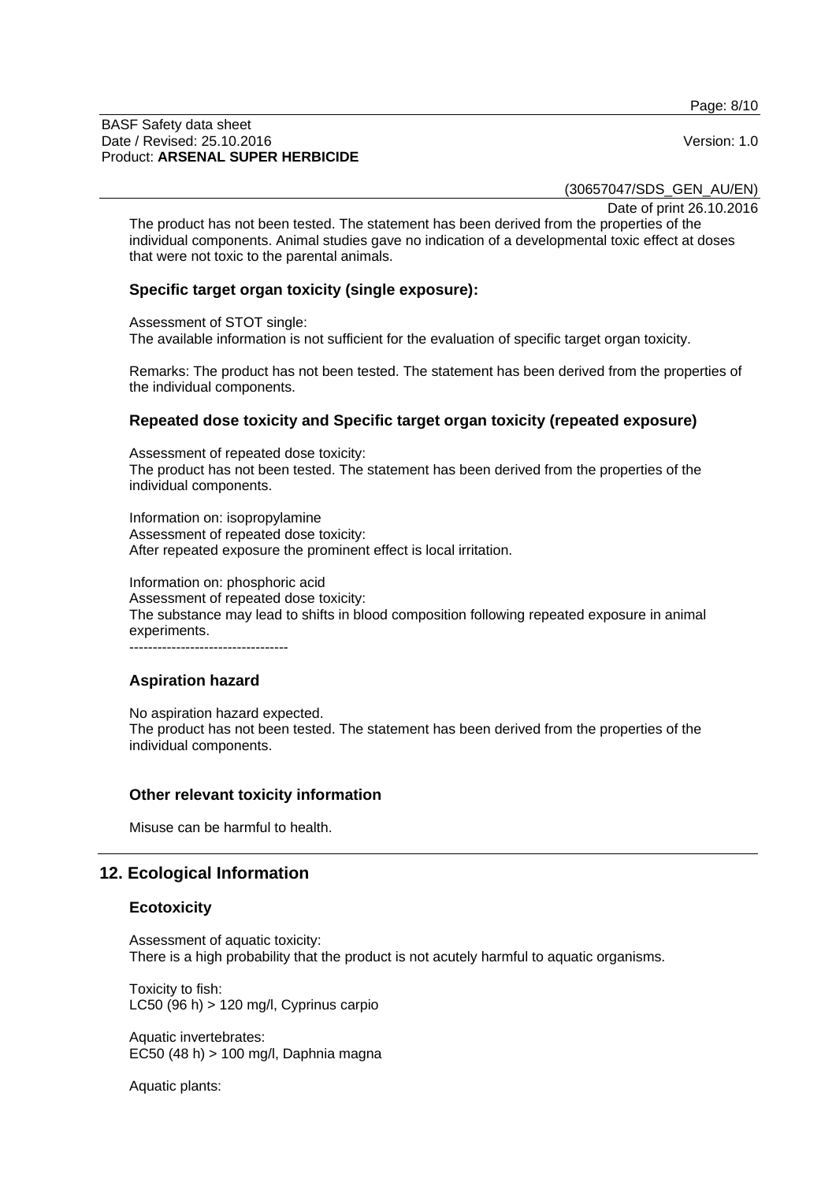The product has not been tested. The statement has been derived from the properties of the individual components. Animal studies gave no indication of a developmental toxic effect at doses that were not toxic to the parental animals.

### Specific target organ toxicity (single exposure):

Assessment of STOT single:
The available information is not sufficient for the evaluation of specific target organ toxicity.

Remarks: The product has not been tested. The statement has been derived from the properties of the individual components.

### Repeated dose toxicity and Specific target organ toxicity (repeated exposure)

Assessment of repeated dose toxicity:
The product has not been tested. The statement has been derived from the properties of the individual components.

Information on: isopropylamine
Assessment of repeated dose toxicity:
After repeated exposure the prominent effect is local irritation.

Information on: phosphoric acid
Assessment of repeated dose toxicity:
The substance may lead to shifts in blood composition following repeated exposure in animal experiments.
----------------------------------

### Aspiration hazard

No aspiration hazard expected.
The product has not been tested. The statement has been derived from the properties of the individual components.

### Other relevant toxicity information

Misuse can be harmful to health.

## 12. Ecological Information

### Ecotoxicity

Assessment of aquatic toxicity:
There is a high probability that the product is not acutely harmful to aquatic organisms.

Toxicity to fish:
LC50 (96 h) > 120 mg/l, Cyprinus carpio

Aquatic invertebrates:
EC50 (48 h) > 100 mg/l, Daphnia magna

Aquatic plants: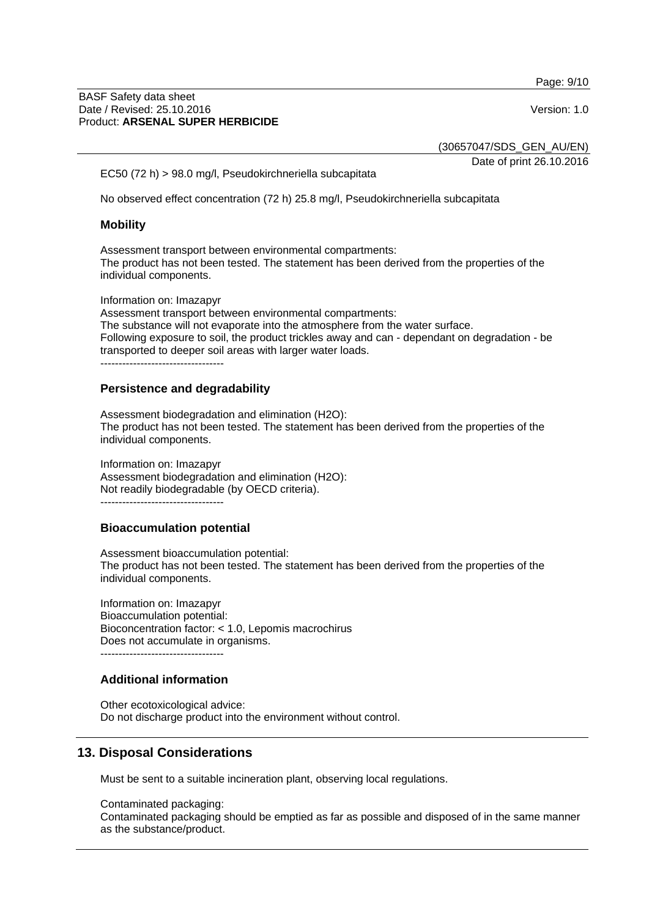EC50 (72 h) > 98.0 mg/l, Pseudokirchneriella subcapitata

No observed effect concentration (72 h) 25.8 mg/l, Pseudokirchneriella subcapitata

### Mobility

Assessment transport between environmental compartments:
The product has not been tested. The statement has been derived from the properties of the individual components.

Information on: Imazapyr
Assessment transport between environmental compartments:
The substance will not evaporate into the atmosphere from the water surface.
Following exposure to soil, the product trickles away and can - dependant on degradation - be transported to deeper soil areas with larger water loads.
----------------------------------

### Persistence and degradability

Assessment biodegradation and elimination (H2O):
The product has not been tested. The statement has been derived from the properties of the individual components.

Information on: Imazapyr
Assessment biodegradation and elimination (H2O):
Not readily biodegradable (by OECD criteria).
----------------------------------

### Bioaccumulation potential

Assessment bioaccumulation potential:
The product has not been tested. The statement has been derived from the properties of the individual components.

Information on: Imazapyr
Bioaccumulation potential:
Bioconcentration factor: < 1.0, Lepomis macrochirus
Does not accumulate in organisms.
----------------------------------

### Additional information

Other ecotoxicological advice:
Do not discharge product into the environment without control.

## 13. Disposal Considerations

Must be sent to a suitable incineration plant, observing local regulations.

Contaminated packaging:
Contaminated packaging should be emptied as far as possible and disposed of in the same manner as the substance/product.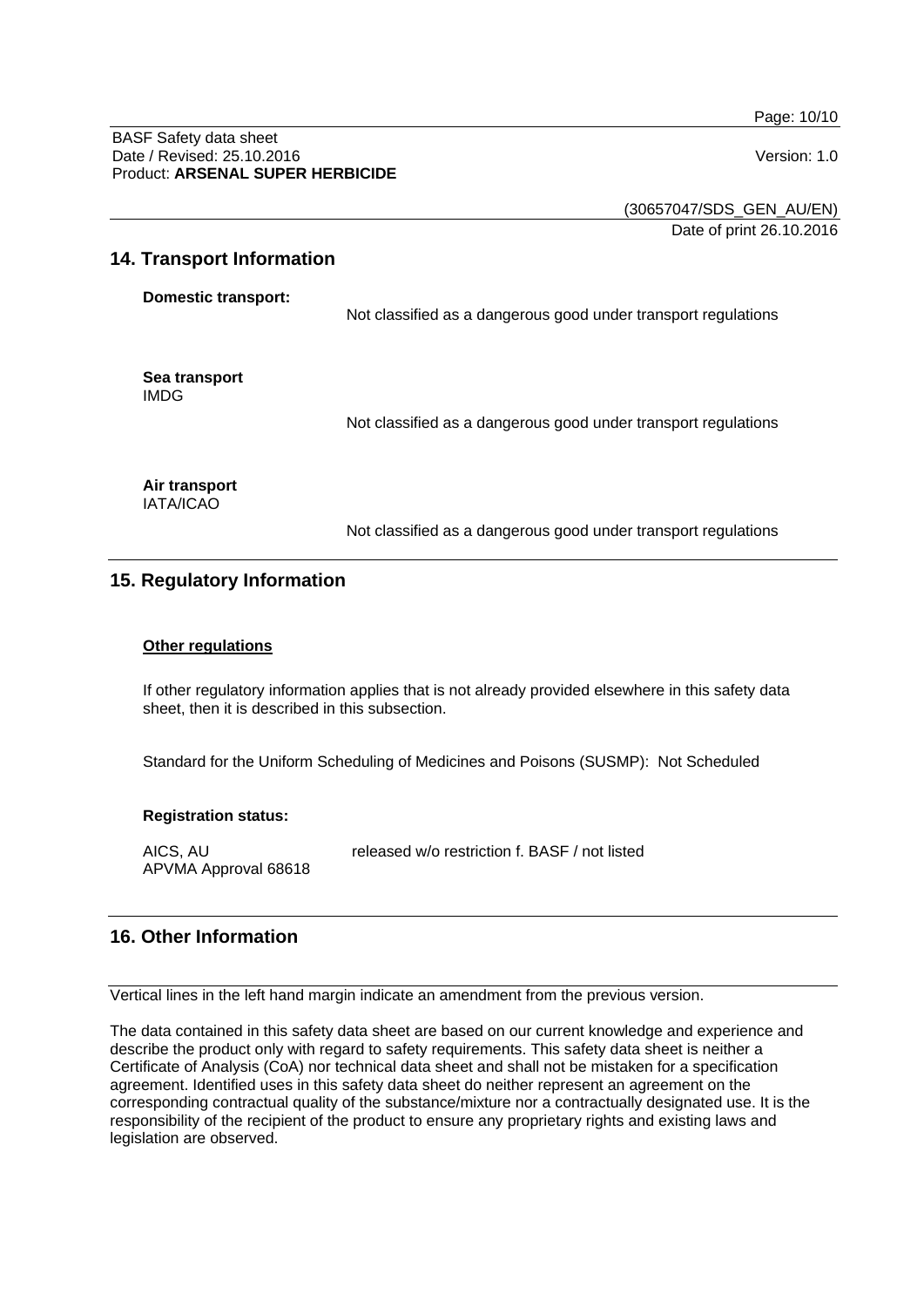## 14. Transport Information

**Domestic transport:**

Not classified as a dangerous good under transport regulations

**Sea transport**
IMDG

Not classified as a dangerous good under transport regulations

**Air transport**
IATA/ICAO

Not classified as a dangerous good under transport regulations

## 15. Regulatory Information

**Other regulations**

If other regulatory information applies that is not already provided elsewhere in this safety data sheet, then it is described in this subsection.

Standard for the Uniform Scheduling of Medicines and Poisons (SUSMP): Not Scheduled

**Registration status:**

| | |
|---|---|
| AICS, AU | released w/o restriction f. BASF / not listed |
| APVMA Approval 68618 | |

## 16. Other Information

Vertical lines in the left hand margin indicate an amendment from the previous version.

The data contained in this safety data sheet are based on our current knowledge and experience and describe the product only with regard to safety requirements. This safety data sheet is neither a Certificate of Analysis (CoA) nor technical data sheet and shall not be mistaken for a specification agreement. Identified uses in this safety data sheet do neither represent an agreement on the corresponding contractual quality of the substance/mixture nor a contractually designated use. It is the responsibility of the recipient of the product to ensure any proprietary rights and existing laws and legislation are observed.